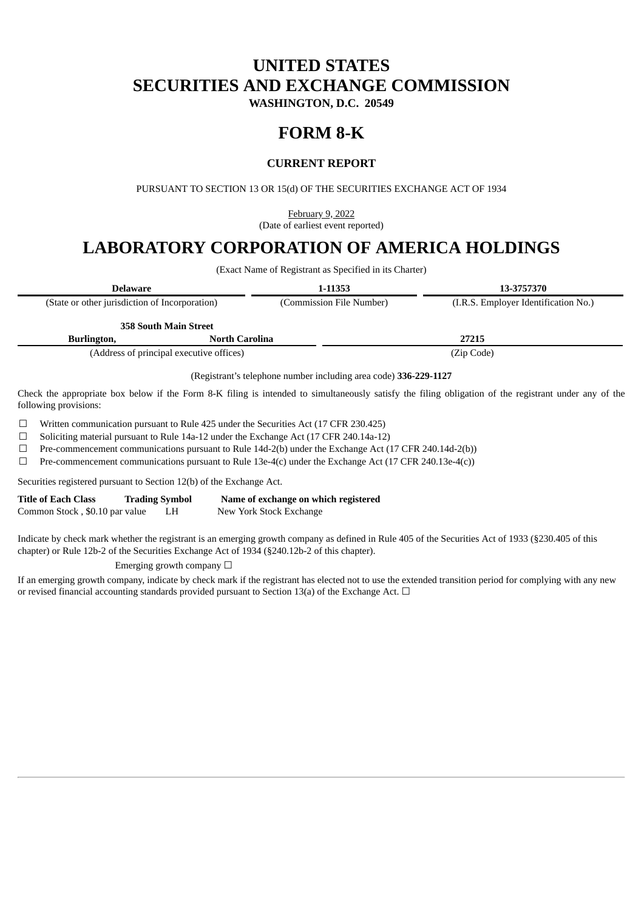# UNITED STATES
# SECURITIES AND EXCHANGE COMMISSION

**WASHINGTON, D.C. 20549**

# FORM 8-K

**CURRENT REPORT**

PURSUANT TO SECTION 13 OR 15(d) OF THE SECURITIES EXCHANGE ACT OF 1934

February 9, 2022
(Date of earliest event reported)

# LABORATORY CORPORATION OF AMERICA HOLDINGS

(Exact Name of Registrant as Specified in its Charter)

| **Delaware** | **1-11353** | **13-3757370** |
|---|---|---|
| (State or other jurisdiction of Incorporation) | (Commission File Number) | (I.R.S. Employer Identification No.) |

| **358 South Main Street Burlington, North Carolina** | **27215** |
|---|---|
| (Address of principal executive offices) | (Zip Code) |

(Registrant's telephone number including area code) **336-229-1127**

Check the appropriate box below if the Form 8-K filing is intended to simultaneously satisfy the filing obligation of the registrant under any of the following provisions:

☐ Written communication pursuant to Rule 425 under the Securities Act (17 CFR 230.425)
☐ Soliciting material pursuant to Rule 14a-12 under the Exchange Act (17 CFR 240.14a-12)
☐ Pre-commencement communications pursuant to Rule 14d-2(b) under the Exchange Act (17 CFR 240.14d-2(b))
☐ Pre-commencement communications pursuant to Rule 13e-4(c) under the Exchange Act (17 CFR 240.13e-4(c))

Securities registered pursuant to Section 12(b) of the Exchange Act.

| **Title of Each Class** | **Trading Symbol** | **Name of exchange on which registered** |
|---|---|---|
| Common Stock , $0.10 par value | LH | New York Stock Exchange |

Indicate by check mark whether the registrant is an emerging growth company as defined in Rule 405 of the Securities Act of 1933 (§230.405 of this chapter) or Rule 12b-2 of the Securities Exchange Act of 1934 (§240.12b-2 of this chapter).

Emerging growth company ☐

If an emerging growth company, indicate by check mark if the registrant has elected not to use the extended transition period for complying with any new or revised financial accounting standards provided pursuant to Section 13(a) of the Exchange Act. ☐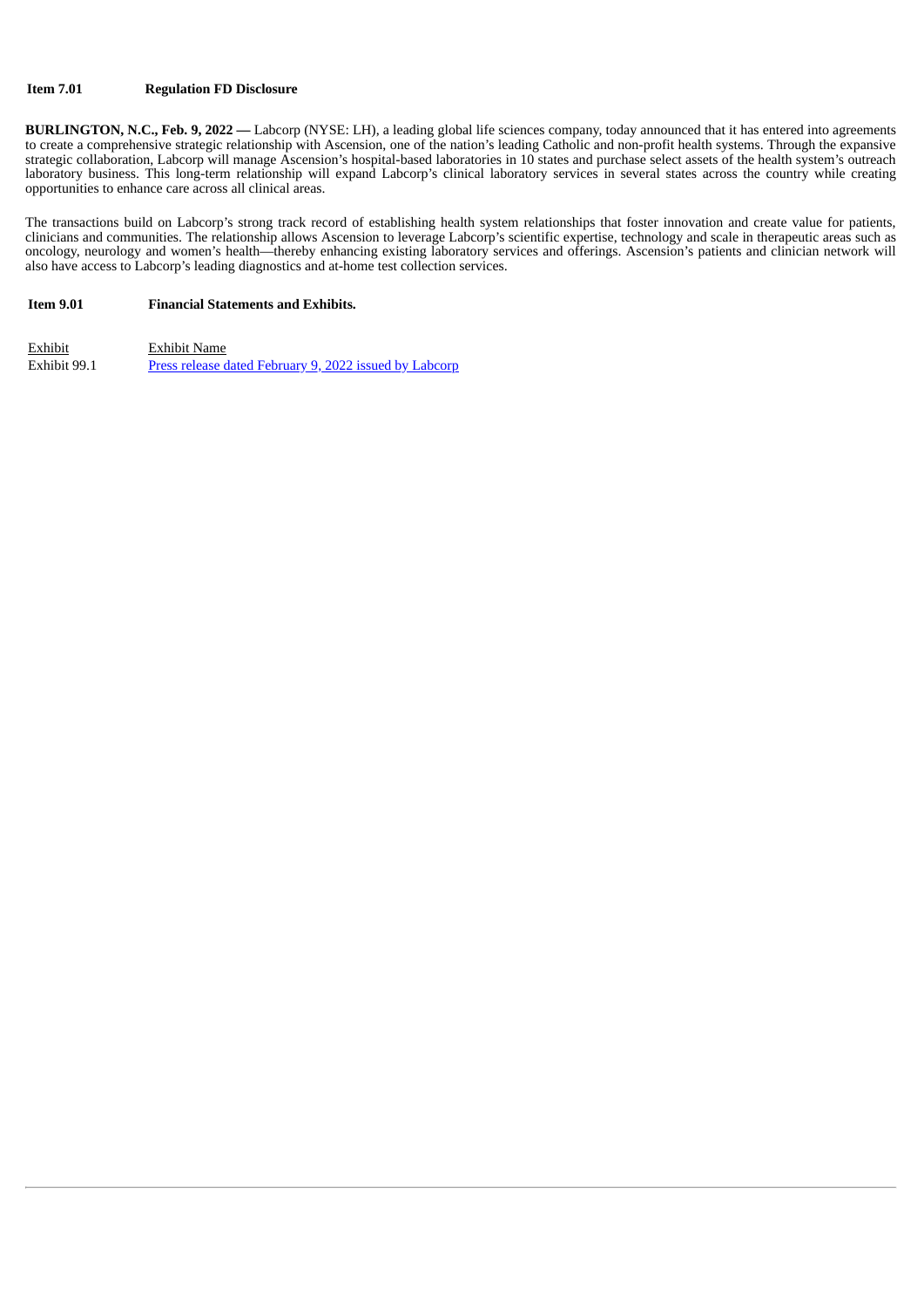**Item 7.01 Regulation FD Disclosure**

**BURLINGTON, N.C., Feb. 9, 2022 —** Labcorp (NYSE: LH), a leading global life sciences company, today announced that it has entered into agreements to create a comprehensive strategic relationship with Ascension, one of the nation's leading Catholic and non-profit health systems. Through the expansive strategic collaboration, Labcorp will manage Ascension's hospital-based laboratories in 10 states and purchase select assets of the health system's outreach laboratory business. This long-term relationship will expand Labcorp's clinical laboratory services in several states across the country while creating opportunities to enhance care across all clinical areas.

The transactions build on Labcorp's strong track record of establishing health system relationships that foster innovation and create value for patients, clinicians and communities. The relationship allows Ascension to leverage Labcorp's scientific expertise, technology and scale in therapeutic areas such as oncology, neurology and women's health—thereby enhancing existing laboratory services and offerings. Ascension's patients and clinician network will also have access to Labcorp's leading diagnostics and at-home test collection services.

**Item 9.01 Financial Statements and Exhibits.**

| Exhibit | Exhibit Name |
|---|---|
| Exhibit 99.1 | Press release dated February 9, 2022 issued by Labcorp |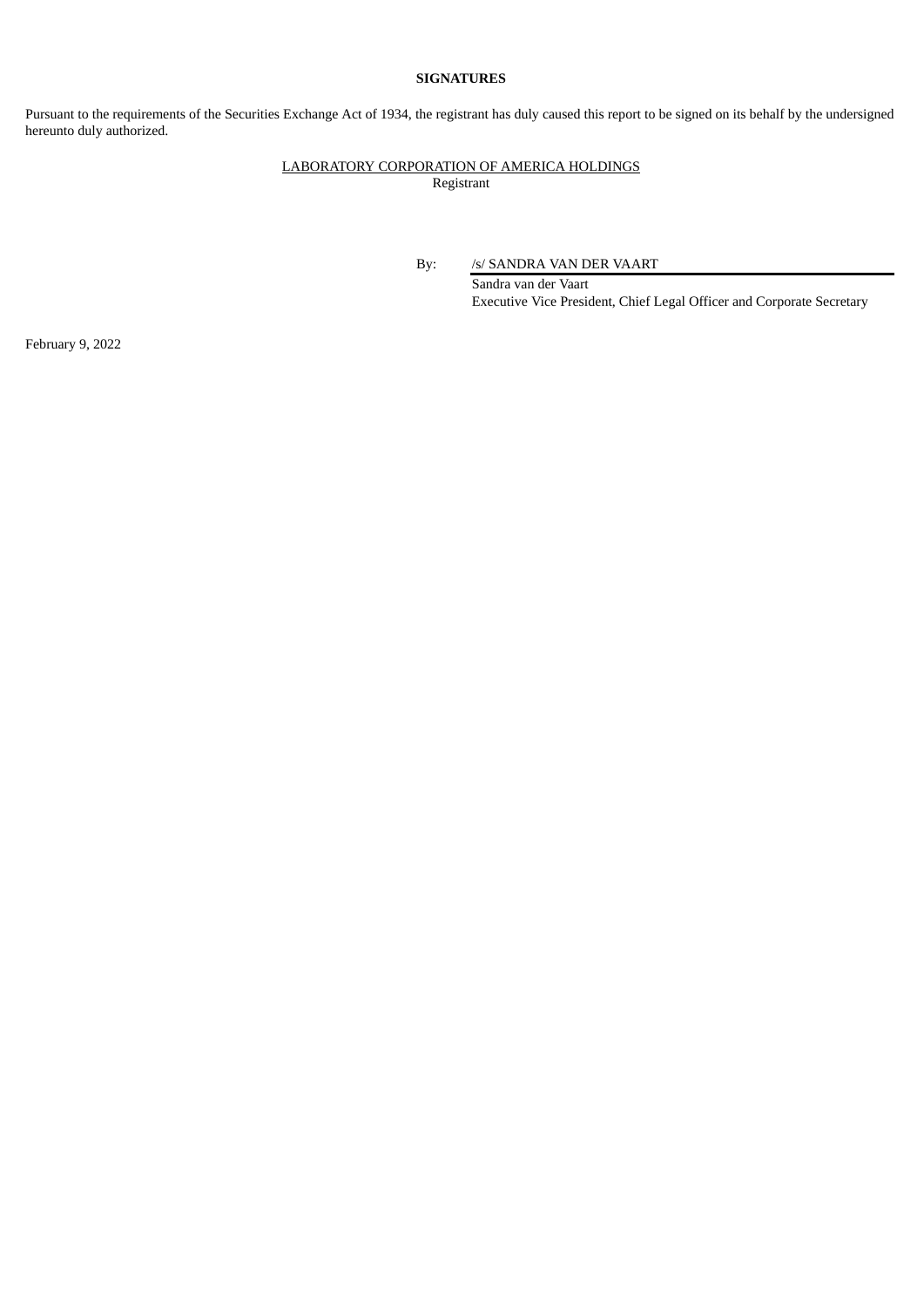**SIGNATURES**

Pursuant to the requirements of the Securities Exchange Act of 1934, the registrant has duly caused this report to be signed on its behalf by the undersigned hereunto duly authorized.

LABORATORY CORPORATION OF AMERICA HOLDINGS
Registrant

By: /s/ SANDRA VAN DER VAART
Sandra van der Vaart
Executive Vice President, Chief Legal Officer and Corporate Secretary

February 9, 2022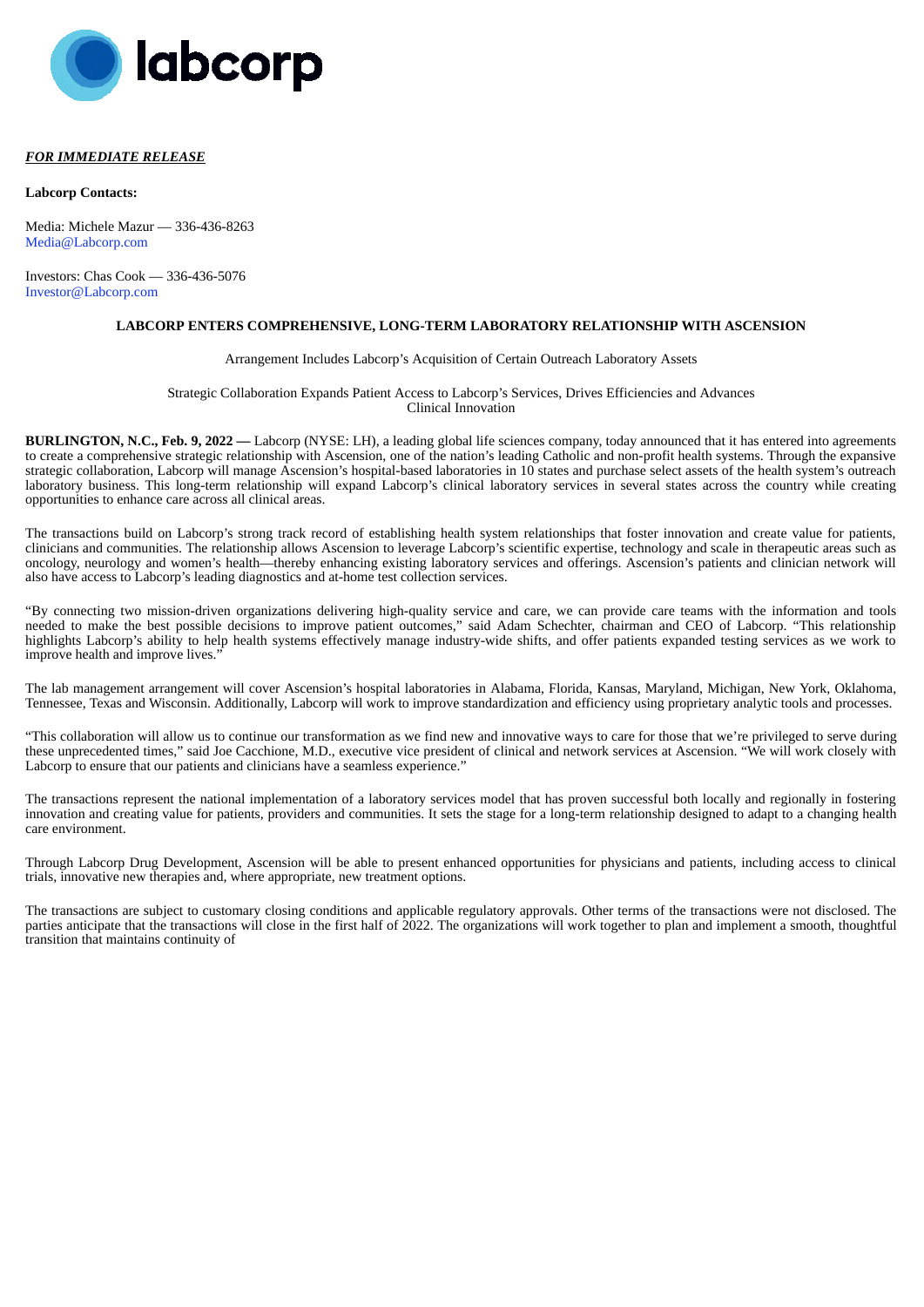***FOR IMMEDIATE RELEASE***

**Labcorp Contacts:**

Media: Michele Mazur — 336-436-8263
Media@Labcorp.com

Investors: Chas Cook — 336-436-5076
Investor@Labcorp.com

## LABCORP ENTERS COMPREHENSIVE, LONG-TERM LABORATORY RELATIONSHIP WITH ASCENSION

Arrangement Includes Labcorp's Acquisition of Certain Outreach Laboratory Assets

Strategic Collaboration Expands Patient Access to Labcorp's Services, Drives Efficiencies and Advances Clinical Innovation

**BURLINGTON, N.C., Feb. 9, 2022 —** Labcorp (NYSE: LH), a leading global life sciences company, today announced that it has entered into agreements to create a comprehensive strategic relationship with Ascension, one of the nation's leading Catholic and non-profit health systems. Through the expansive strategic collaboration, Labcorp will manage Ascension's hospital-based laboratories in 10 states and purchase select assets of the health system's outreach laboratory business. This long-term relationship will expand Labcorp's clinical laboratory services in several states across the country while creating opportunities to enhance care across all clinical areas.

The transactions build on Labcorp's strong track record of establishing health system relationships that foster innovation and create value for patients, clinicians and communities. The relationship allows Ascension to leverage Labcorp's scientific expertise, technology and scale in therapeutic areas such as oncology, neurology and women's health—thereby enhancing existing laboratory services and offerings. Ascension's patients and clinician network will also have access to Labcorp's leading diagnostics and at-home test collection services.

"By connecting two mission-driven organizations delivering high-quality service and care, we can provide care teams with the information and tools needed to make the best possible decisions to improve patient outcomes," said Adam Schechter, chairman and CEO of Labcorp. "This relationship highlights Labcorp's ability to help health systems effectively manage industry-wide shifts, and offer patients expanded testing services as we work to improve health and improve lives."

The lab management arrangement will cover Ascension's hospital laboratories in Alabama, Florida, Kansas, Maryland, Michigan, New York, Oklahoma, Tennessee, Texas and Wisconsin. Additionally, Labcorp will work to improve standardization and efficiency using proprietary analytic tools and processes.

"This collaboration will allow us to continue our transformation as we find new and innovative ways to care for those that we're privileged to serve during these unprecedented times," said Joe Cacchione, M.D., executive vice president of clinical and network services at Ascension. "We will work closely with Labcorp to ensure that our patients and clinicians have a seamless experience."

The transactions represent the national implementation of a laboratory services model that has proven successful both locally and regionally in fostering innovation and creating value for patients, providers and communities. It sets the stage for a long-term relationship designed to adapt to a changing health care environment.

Through Labcorp Drug Development, Ascension will be able to present enhanced opportunities for physicians and patients, including access to clinical trials, innovative new therapies and, where appropriate, new treatment options.

The transactions are subject to customary closing conditions and applicable regulatory approvals. Other terms of the transactions were not disclosed. The parties anticipate that the transactions will close in the first half of 2022. The organizations will work together to plan and implement a smooth, thoughtful transition that maintains continuity of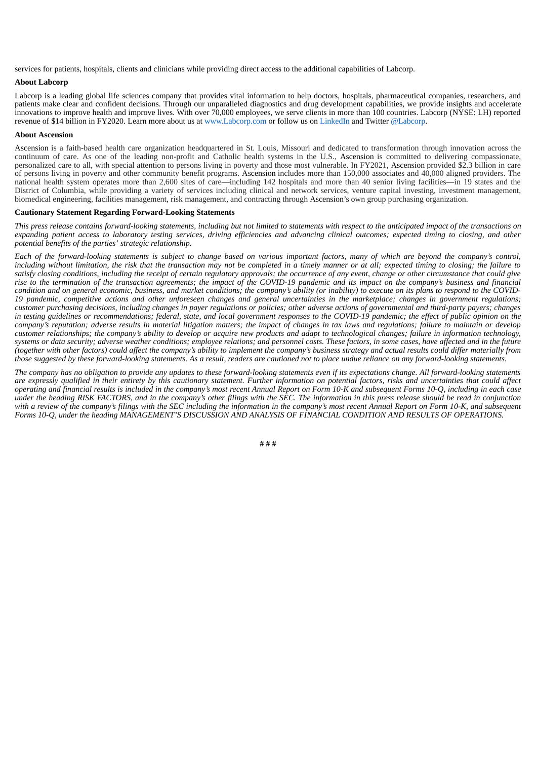services for patients, hospitals, clients and clinicians while providing direct access to the additional capabilities of Labcorp.

**About Labcorp**

Labcorp is a leading global life sciences company that provides vital information to help doctors, hospitals, pharmaceutical companies, researchers, and patients make clear and confident decisions. Through our unparalleled diagnostics and drug development capabilities, we provide insights and accelerate innovations to improve health and improve lives. With over 70,000 employees, we serve clients in more than 100 countries. Labcorp (NYSE: LH) reported revenue of $14 billion in FY2020. Learn more about us at www.Labcorp.com or follow us on LinkedIn and Twitter @Labcorp.

**About Ascension**

Ascension is a faith-based health care organization headquartered in St. Louis, Missouri and dedicated to transformation through innovation across the continuum of care. As one of the leading non-profit and Catholic health systems in the U.S., Ascension is committed to delivering compassionate, personalized care to all, with special attention to persons living in poverty and those most vulnerable. In FY2021, Ascension provided $2.3 billion in care of persons living in poverty and other community benefit programs. Ascension includes more than 150,000 associates and 40,000 aligned providers. The national health system operates more than 2,600 sites of care—including 142 hospitals and more than 40 senior living facilities—in 19 states and the District of Columbia, while providing a variety of services including clinical and network services, venture capital investing, investment management, biomedical engineering, facilities management, risk management, and contracting through Ascension's own group purchasing organization.

**Cautionary Statement Regarding Forward-Looking Statements**

*This press release contains forward-looking statements, including but not limited to statements with respect to the anticipated impact of the transactions on expanding patient access to laboratory testing services, driving efficiencies and advancing clinical outcomes; expected timing to closing, and other potential benefits of the parties' strategic relationship.*

*Each of the forward-looking statements is subject to change based on various important factors, many of which are beyond the company's control, including without limitation, the risk that the transaction may not be completed in a timely manner or at all; expected timing to closing; the failure to satisfy closing conditions, including the receipt of certain regulatory approvals; the occurrence of any event, change or other circumstance that could give rise to the termination of the transaction agreements; the impact of the COVID-19 pandemic and its impact on the company's business and financial condition and on general economic, business, and market conditions; the company's ability (or inability) to execute on its plans to respond to the COVID-19 pandemic, competitive actions and other unforeseen changes and general uncertainties in the marketplace; changes in government regulations; customer purchasing decisions, including changes in payer regulations or policies; other adverse actions of governmental and third-party payers; changes in testing guidelines or recommendations; federal, state, and local government responses to the COVID-19 pandemic; the effect of public opinion on the company's reputation; adverse results in material litigation matters; the impact of changes in tax laws and regulations; failure to maintain or develop customer relationships; the company's ability to develop or acquire new products and adapt to technological changes; failure in information technology, systems or data security; adverse weather conditions; employee relations; and personnel costs. These factors, in some cases, have affected and in the future (together with other factors) could affect the company's ability to implement the company's business strategy and actual results could differ materially from those suggested by these forward-looking statements. As a result, readers are cautioned not to place undue reliance on any forward-looking statements.*

*The company has no obligation to provide any updates to these forward-looking statements even if its expectations change. All forward-looking statements are expressly qualified in their entirety by this cautionary statement. Further information on potential factors, risks and uncertainties that could affect operating and financial results is included in the company's most recent Annual Report on Form 10-K and subsequent Forms 10-Q, including in each case under the heading RISK FACTORS, and in the company's other filings with the SEC. The information in this press release should be read in conjunction with a review of the company's filings with the SEC including the information in the company's most recent Annual Report on Form 10-K, and subsequent Forms 10-Q, under the heading MANAGEMENT'S DISCUSSION AND ANALYSIS OF FINANCIAL CONDITION AND RESULTS OF OPERATIONS.*

# # #